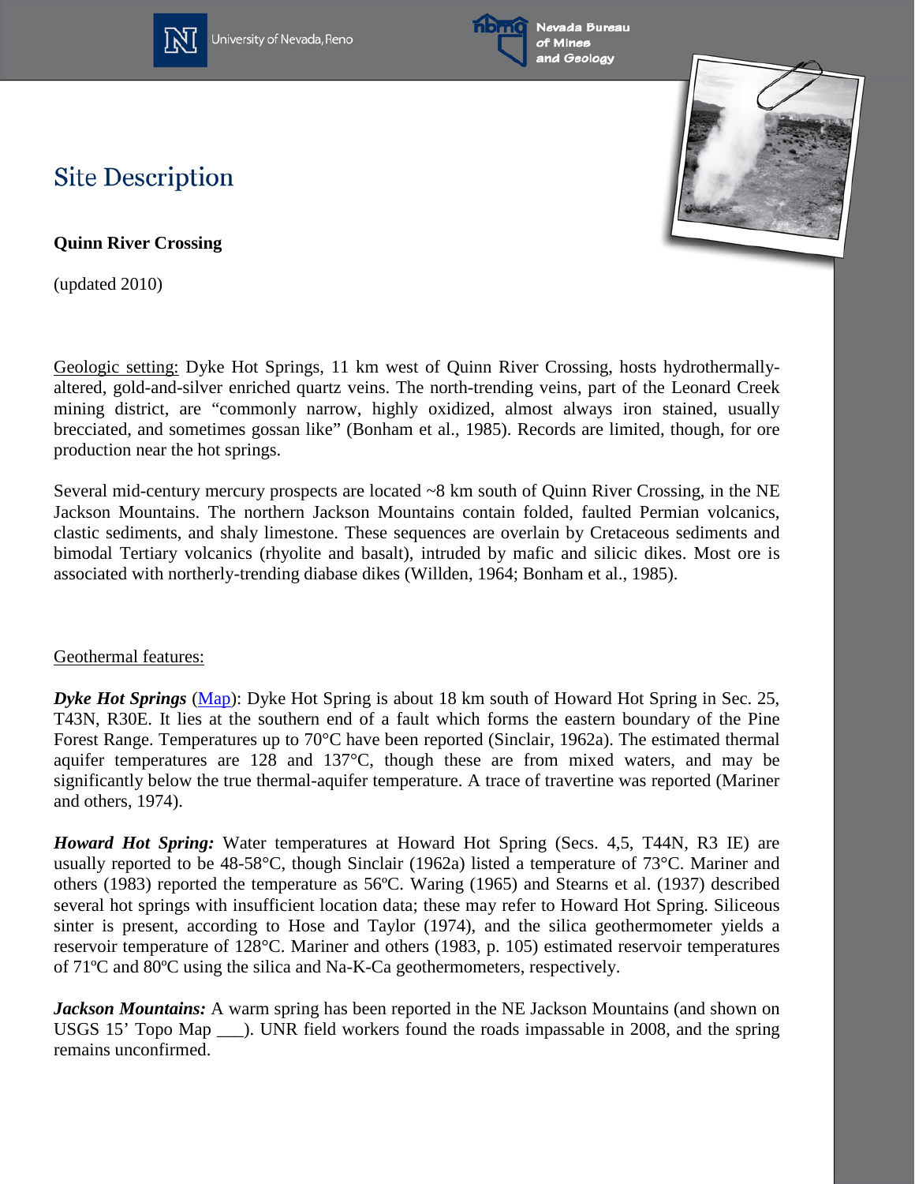# Site Description

**Quinn River Crossing**

(updated 2010)

Geologic setting: Dyke Hot Springs, 11 km west of Quinn River Crossing, hosts hydrothermally-altered, gold-and-silver enriched quartz veins. The north-trending veins, part of the Leonard Creek mining district, are "commonly narrow, highly oxidized, almost always iron stained, usually brecciated, and sometimes gossan like" (Bonham et al., 1985). Records are limited, though, for ore production near the hot springs.

Several mid-century mercury prospects are located ~8 km south of Quinn River Crossing, in the NE Jackson Mountains. The northern Jackson Mountains contain folded, faulted Permian volcanics, clastic sediments, and shaly limestone. These sequences are overlain by Cretaceous sediments and bimodal Tertiary volcanics (rhyolite and basalt), intruded by mafic and silicic dikes. Most ore is associated with northerly-trending diabase dikes (Willden, 1964; Bonham et al., 1985).

Geothermal features:

***Dyke Hot Springs*** (Map): Dyke Hot Spring is about 18 km south of Howard Hot Spring in Sec. 25, T43N, R30E. It lies at the southern end of a fault which forms the eastern boundary of the Pine Forest Range. Temperatures up to 70°C have been reported (Sinclair, 1962a). The estimated thermal aquifer temperatures are 128 and 137°C, though these are from mixed waters, and may be significantly below the true thermal-aquifer temperature. A trace of travertine was reported (Mariner and others, 1974).

***Howard Hot Spring:*** Water temperatures at Howard Hot Spring (Secs. 4,5, T44N, R3 IE) are usually reported to be 48-58°C, though Sinclair (1962a) listed a temperature of 73°C. Mariner and others (1983) reported the temperature as 56ºC. Waring (1965) and Stearns et al. (1937) described several hot springs with insufficient location data; these may refer to Howard Hot Spring. Siliceous sinter is present, according to Hose and Taylor (1974), and the silica geothermometer yields a reservoir temperature of 128°C. Mariner and others (1983, p. 105) estimated reservoir temperatures of 71ºC and 80ºC using the silica and Na-K-Ca geothermometers, respectively.

***Jackson Mountains:*** A warm spring has been reported in the NE Jackson Mountains (and shown on USGS 15' Topo Map ___). UNR field workers found the roads impassable in 2008, and the spring remains unconfirmed.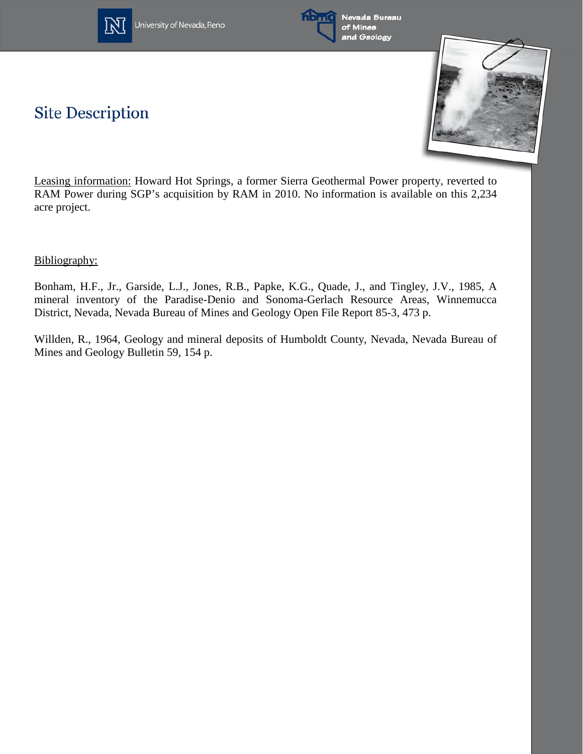# Site Description

Leasing information: Howard Hot Springs, a former Sierra Geothermal Power property, reverted to RAM Power during SGP's acquisition by RAM in 2010. No information is available on this 2,234 acre project.

Bibliography:

Bonham, H.F., Jr., Garside, L.J., Jones, R.B., Papke, K.G., Quade, J., and Tingley, J.V., 1985, A mineral inventory of the Paradise-Denio and Sonoma-Gerlach Resource Areas, Winnemucca District, Nevada, Nevada Bureau of Mines and Geology Open File Report 85-3, 473 p.

Willden, R., 1964, Geology and mineral deposits of Humboldt County, Nevada, Nevada Bureau of Mines and Geology Bulletin 59, 154 p.